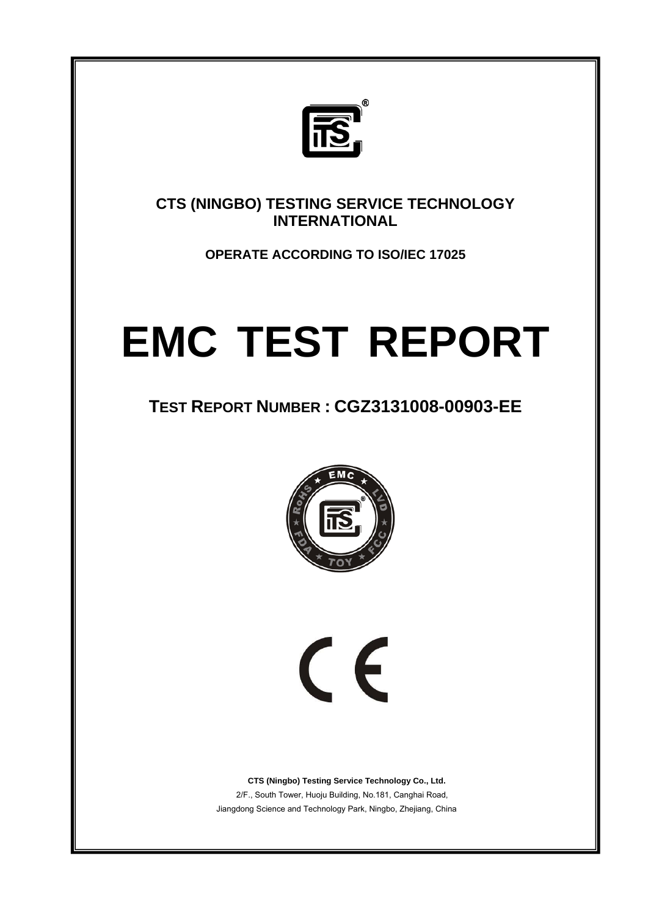**CTS (NINGBO) TESTING SERVICE TECHNOLOGY INTERNATIONAL**

**OPERATE ACCORDING TO ISO/IEC 17025**

# EMC TEST REPORT

## TEST REPORT NUMBER : CGZ3131008-00903-EE

**CTS (Ningbo) Testing Service Technology Co., Ltd.**

2/F., South Tower, Huoju Building, No.181, Canghai Road,

Jiangdong Science and Technology Park, Ningbo, Zhejiang, China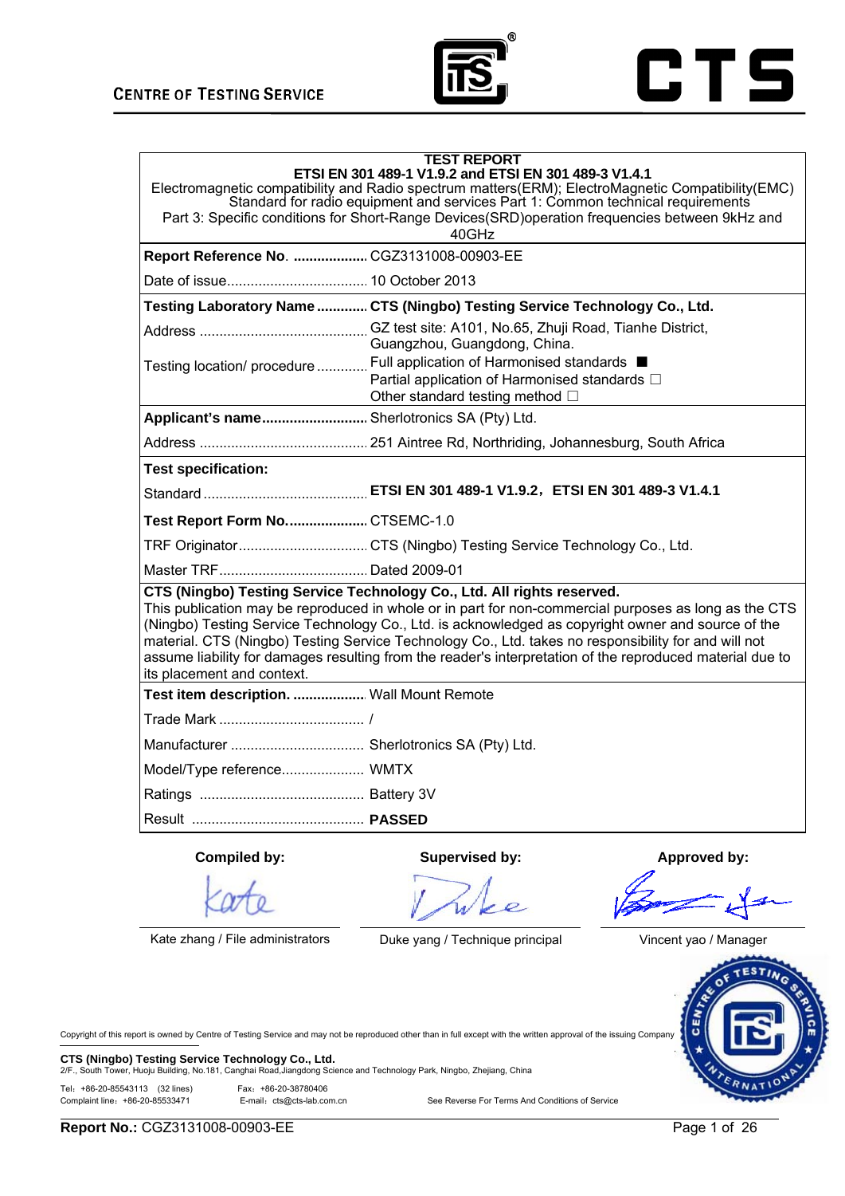# TEST REPORT

**ETSI EN 301 489-1 V1.9.2 and ETSI EN 301 489-3 V1.4.1**

Electromagnetic compatibility and Radio spectrum matters(ERM); ElectroMagnetic Compatibility(EMC) Standard for radio equipment and services Part 1: Common technical requirements

Part 3: Specific conditions for Short-Range Devices(SRD)operation frequencies between 9kHz and 40GHz

| | |
|---|---|
| **Report Reference No.** .................. | CGZ3131008-00903-EE |
| Date of issue.................................... | 10 October 2013 |
| **Testing Laboratory Name** ............ | **CTS (Ningbo) Testing Service Technology Co., Ltd.** |
| Address .......................................... | GZ test site: A101, No.65, Zhuji Road, Tianhe District, Guangzhou, Guangdong, China. |
| Testing location/ procedure ............ | Full application of Harmonised standards ■<br>Partial application of Harmonised standards □<br>Other standard testing method □ |
| **Applicant's name**........................... | Sherlotronics SA (Pty) Ltd. |
| Address .......................................... | 251 Aintree Rd, Northriding, Johannesburg, South Africa |
| **Test specification:** | |
| Standard .......................................... | **ETSI EN 301 489-1 V1.9.2，ETSI EN 301 489-3 V1.4.1** |
| **Test Report Form No.**.................... | CTSEMC-1.0 |
| TRF Originator................................. | CTS (Ningbo) Testing Service Technology Co., Ltd. |
| Master TRF...................................... | Dated 2009-01 |

**CTS (Ningbo) Testing Service Technology Co., Ltd. All rights reserved.**

This publication may be reproduced in whole or in part for non-commercial purposes as long as the CTS (Ningbo) Testing Service Technology Co., Ltd. is acknowledged as copyright owner and source of the material. CTS (Ningbo) Testing Service Technology Co., Ltd. takes no responsibility for and will not assume liability for damages resulting from the reader's interpretation of the reproduced material due to its placement and context.

| | |
|---|---|
| **Test item description.** .................. | Wall Mount Remote |
| Trade Mark ..................................... | / |
| Manufacturer .................................. | Sherlotronics SA (Pty) Ltd. |
| Model/Type reference..................... | WMTX |
| Ratings .......................................... | Battery 3V |
| Result ............................................ | **PASSED** |

| **Compiled by:** | **Supervised by:** | **Approved by:** |
|---|---|---|
| Kate zhang / File administrators | Duke yang / Technique principal | Vincent yao / Manager |

Copyright of this report is owned by Centre of Testing Service and may not be reproduced other than in full except with the written approval of the issuing Company

**CTS (Ningbo) Testing Service Technology Co., Ltd.**
2/F., South Tower, Huoju Building, No.181, Canghai Road,Jiangdong Science and Technology Park, Ningbo, Zhejiang, China

Tel：+86-20-85543113 (32 lines) Fax：+86-20-38780406
Complaint line：+86-20-85533471 E-mail：cts@cts-lab.com.cn See Reverse For Terms And Conditions of Service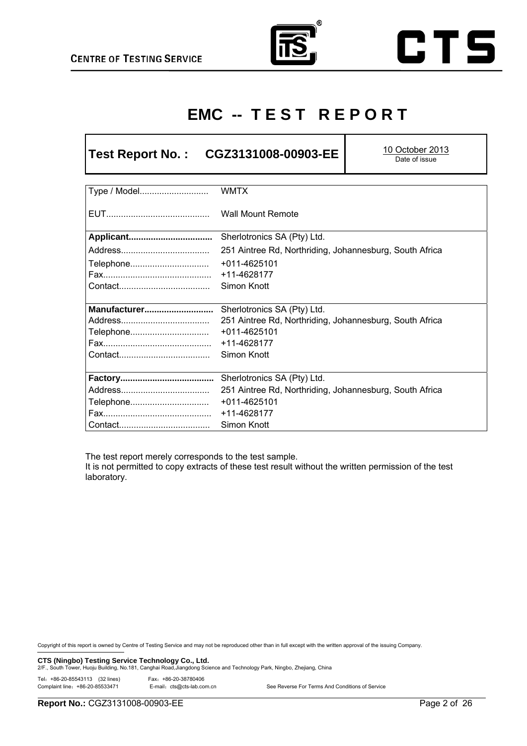# EMC -- T E S T R E P O R T

| **Test Report No. : CGZ3131008-00903-EE** | 10 October 2013<br>Date of issue |
|---|---|

| | |
|---|---|
| Type / Model........................... | WMTX |
| EUT......................................... | Wall Mount Remote |
| **Applicant.................................** | Sherlotronics SA (Pty) Ltd. |
| Address................................... | 251 Aintree Rd, Northriding, Johannesburg, South Africa |
| Telephone............................... | +011-4625101 |
| Fax........................................... | +11-4628177 |
| Contact.................................... | Simon Knott |
| **Manufacturer............................** | Sherlotronics SA (Pty) Ltd. |
| Address................................... | 251 Aintree Rd, Northriding, Johannesburg, South Africa |
| Telephone............................... | +011-4625101 |
| Fax........................................... | +11-4628177 |
| Contact.................................... | Simon Knott |
| **Factory.....................................** | Sherlotronics SA (Pty) Ltd. |
| Address................................... | 251 Aintree Rd, Northriding, Johannesburg, South Africa |
| Telephone............................... | +011-4625101 |
| Fax........................................... | +11-4628177 |
| Contact.................................... | Simon Knott |

The test report merely corresponds to the test sample.
It is not permitted to copy extracts of these test result without the written permission of the test laboratory.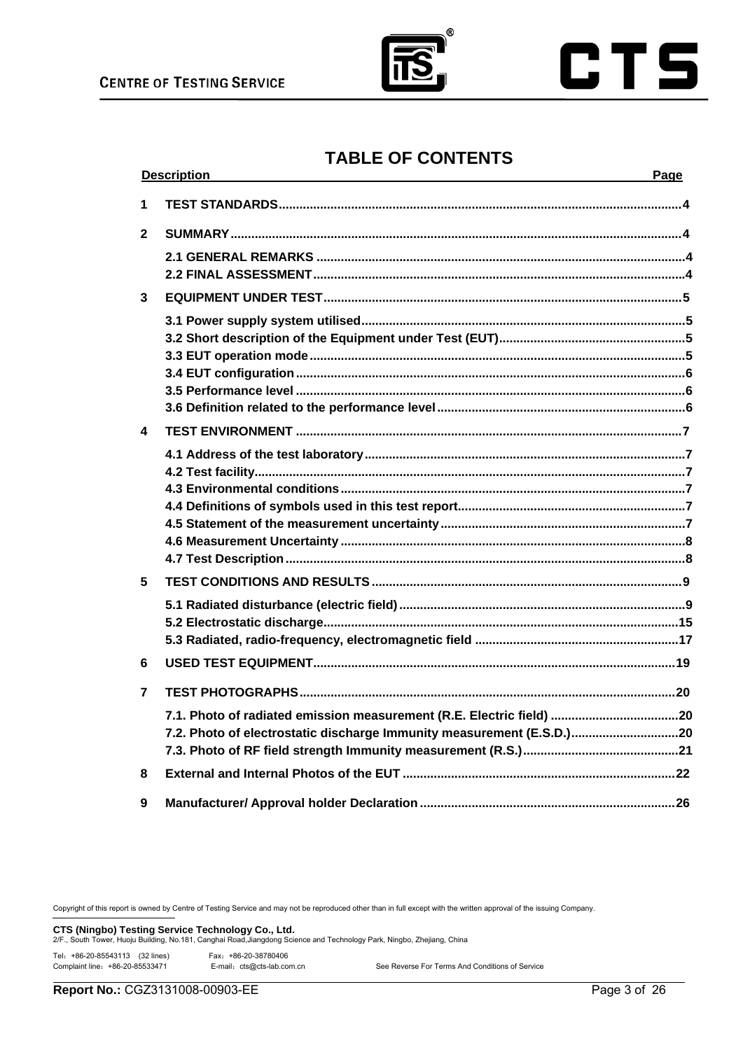# TABLE OF CONTENTS

| Description | | Page |
|---|---|---|
| 1 | TEST STANDARDS | 4 |
| 2 | SUMMARY | 4 |
| | 2.1 GENERAL REMARKS | 4 |
| | 2.2 FINAL ASSESSMENT | 4 |
| 3 | EQUIPMENT UNDER TEST | 5 |
| | 3.1 Power supply system utilised | 5 |
| | 3.2 Short description of the Equipment under Test (EUT) | 5 |
| | 3.3 EUT operation mode | 5 |
| | 3.4 EUT configuration | 6 |
| | 3.5 Performance level | 6 |
| | 3.6 Definition related to the performance level | 6 |
| 4 | TEST ENVIRONMENT | 7 |
| | 4.1 Address of the test laboratory | 7 |
| | 4.2 Test facility | 7 |
| | 4.3 Environmental conditions | 7 |
| | 4.4 Definitions of symbols used in this test report | 7 |
| | 4.5 Statement of the measurement uncertainty | 7 |
| | 4.6 Measurement Uncertainty | 8 |
| | 4.7 Test Description | 8 |
| 5 | TEST CONDITIONS AND RESULTS | 9 |
| | 5.1 Radiated disturbance (electric field) | 9 |
| | 5.2 Electrostatic discharge | 15 |
| | 5.3 Radiated, radio-frequency, electromagnetic field | 17 |
| 6 | USED TEST EQUIPMENT | 19 |
| 7 | TEST PHOTOGRAPHS | 20 |
| | 7.1. Photo of radiated emission measurement (R.E. Electric field) | 20 |
| | 7.2. Photo of electrostatic discharge Immunity measurement (E.S.D.) | 20 |
| | 7.3. Photo of RF field strength Immunity measurement (R.S.) | 21 |
| 8 | External and Internal Photos of the EUT | 22 |
| 9 | Manufacturer/ Approval holder Declaration | 26 |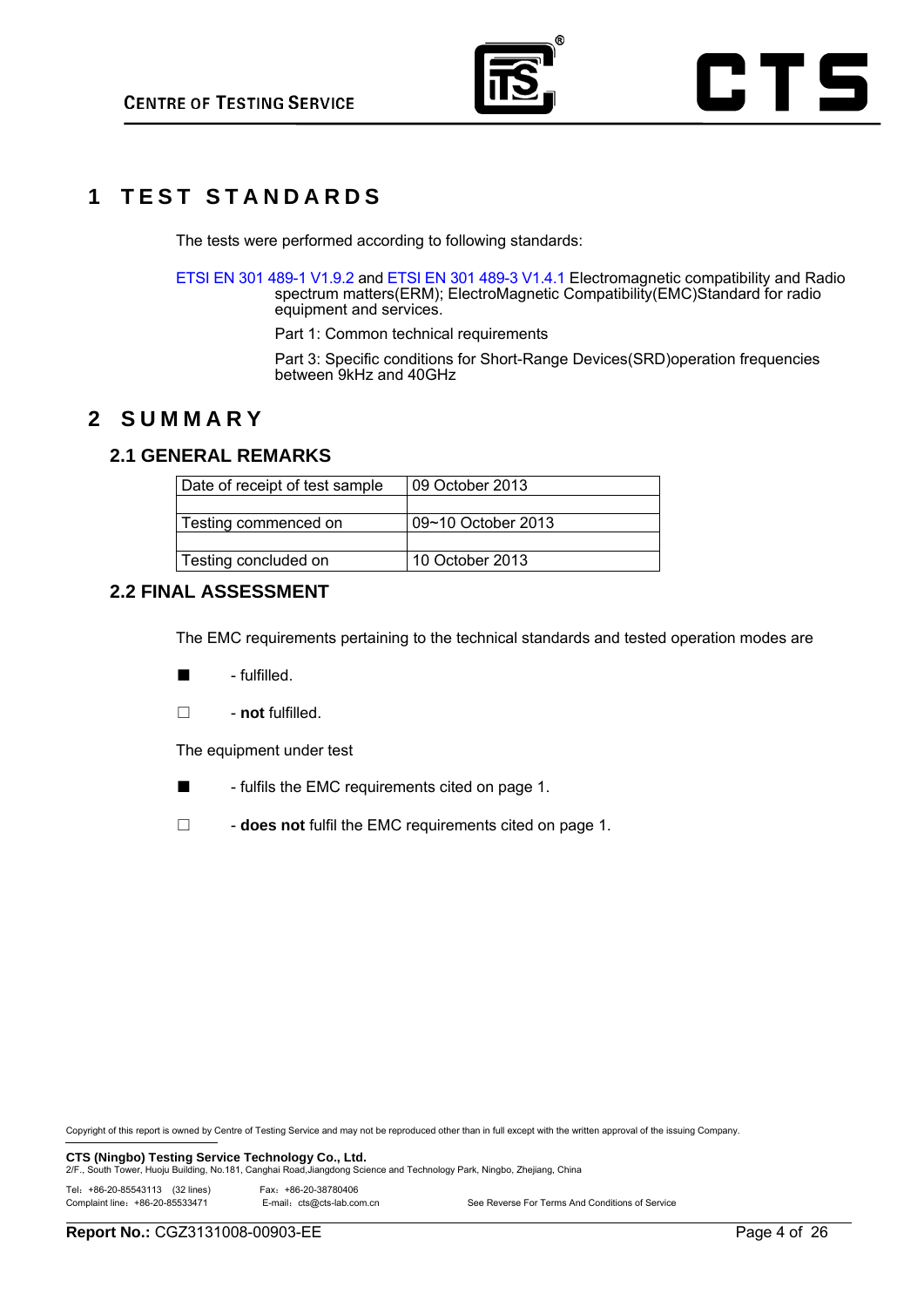# 1 TEST STANDARDS

The tests were performed according to following standards:

ETSI EN 301 489-1 V1.9.2 and ETSI EN 301 489-3 V1.4.1 Electromagnetic compatibility and Radio spectrum matters(ERM); ElectroMagnetic Compatibility(EMC)Standard for radio equipment and services.

Part 1: Common technical requirements

Part 3: Specific conditions for Short-Range Devices(SRD)operation frequencies between 9kHz and 40GHz

# 2 SUMMARY

## 2.1 GENERAL REMARKS

| | |
|---|---|
| Date of receipt of test sample | 09 October 2013 |
| | |
| Testing commenced on | 09~10 October 2013 |
| | |
| Testing concluded on | 10 October 2013 |

## 2.2 FINAL ASSESSMENT

The EMC requirements pertaining to the technical standards and tested operation modes are

■ - fulfilled.

□ - **not** fulfilled.

The equipment under test

■ - fulfils the EMC requirements cited on page 1.

□ - **does not** fulfil the EMC requirements cited on page 1.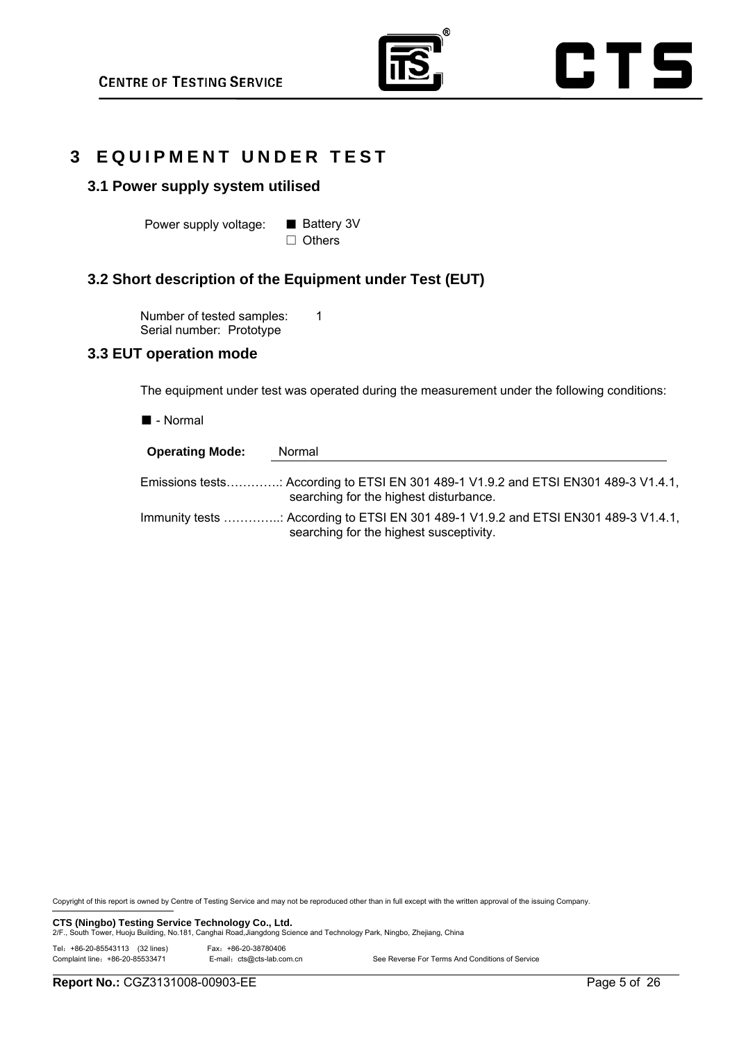# 3 EQUIPMENT UNDER TEST

## 3.1 Power supply system utilised

Power supply voltage: ■ Battery 3V
□ Others

## 3.2 Short description of the Equipment under Test (EUT)

Number of tested samples: 1
Serial number: Prototype

## 3.3 EUT operation mode

The equipment under test was operated during the measurement under the following conditions:

■ - Normal

**Operating Mode:** Normal

Emissions tests………….: According to ETSI EN 301 489-1 V1.9.2 and ETSI EN301 489-3 V1.4.1, searching for the highest disturbance.

Immunity tests …………..: According to ETSI EN 301 489-1 V1.9.2 and ETSI EN301 489-3 V1.4.1, searching for the highest susceptivity.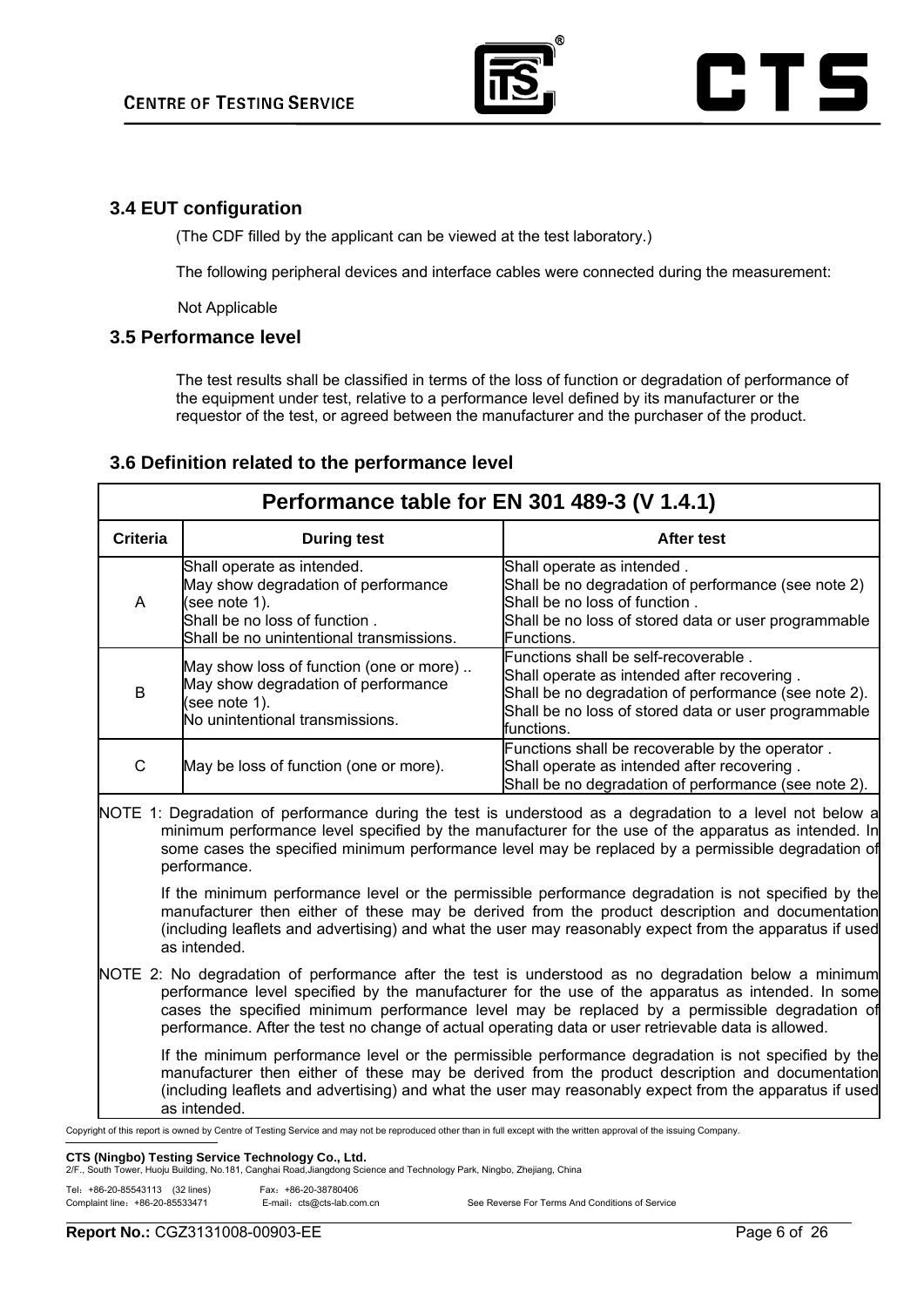## 3.4 EUT configuration

(The CDF filled by the applicant can be viewed at the test laboratory.)

The following peripheral devices and interface cables were connected during the measurement:

Not Applicable

## 3.5 Performance level

The test results shall be classified in terms of the loss of function or degradation of performance of the equipment under test, relative to a performance level defined by its manufacturer or the requestor of the test, or agreed between the manufacturer and the purchaser of the product.

## 3.6 Definition related to the performance level

| Performance table for EN 301 489-3 (V 1.4.1) | | |
|---|---|---|
| **Criteria** | **During test** | **After test** |
| A | Shall operate as intended.<br>May show degradation of performance (see note 1).<br>Shall be no loss of function .<br>Shall be no unintentional transmissions. | Shall operate as intended .<br>Shall be no degradation of performance (see note 2)<br>Shall be no loss of function .<br>Shall be no loss of stored data or user programmable Functions. |
| B | May show loss of function (one or more) ..<br>May show degradation of performance (see note 1).<br>No unintentional transmissions. | Functions shall be self-recoverable .<br>Shall operate as intended after recovering .<br>Shall be no degradation of performance (see note 2).<br>Shall be no loss of stored data or user programmable functions. |
| C | May be loss of function (one or more). | Functions shall be recoverable by the operator .<br>Shall operate as intended after recovering .<br>Shall be no degradation of performance (see note 2). |

NOTE 1: Degradation of performance during the test is understood as a degradation to a level not below a minimum performance level specified by the manufacturer for the use of the apparatus as intended. In some cases the specified minimum performance level may be replaced by a permissible degradation of performance.

If the minimum performance level or the permissible performance degradation is not specified by the manufacturer then either of these may be derived from the product description and documentation (including leaflets and advertising) and what the user may reasonably expect from the apparatus if used as intended.

NOTE 2: No degradation of performance after the test is understood as no degradation below a minimum performance level specified by the manufacturer for the use of the apparatus as intended. In some cases the specified minimum performance level may be replaced by a permissible degradation of performance. After the test no change of actual operating data or user retrievable data is allowed.

If the minimum performance level or the permissible performance degradation is not specified by the manufacturer then either of these may be derived from the product description and documentation (including leaflets and advertising) and what the user may reasonably expect from the apparatus if used as intended.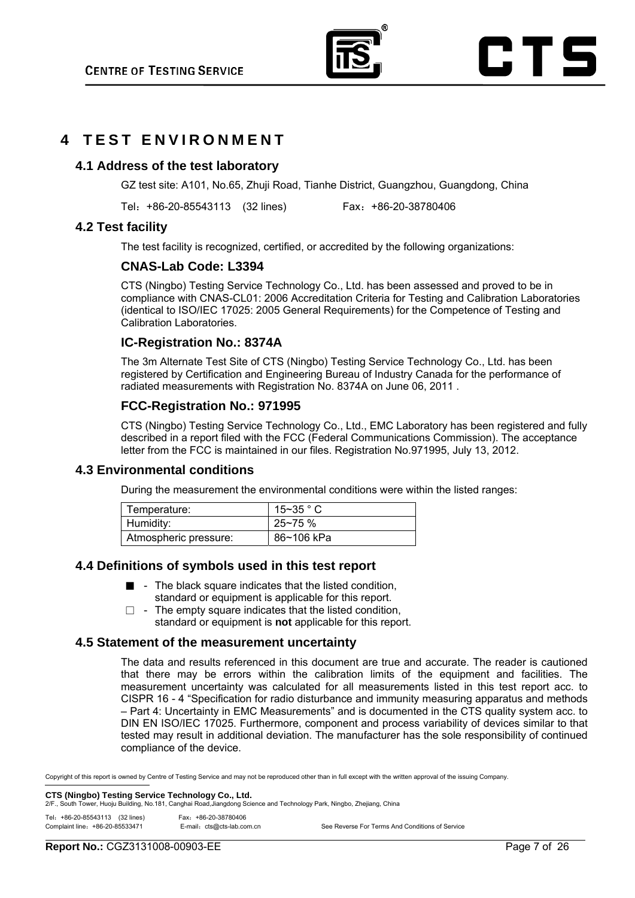# 4 TEST ENVIRONMENT

## 4.1 Address of the test laboratory

GZ test site: A101, No.65, Zhuji Road, Tianhe District, Guangzhou, Guangdong, China

Tel：+86-20-85543113 (32 lines)  Fax：+86-20-38780406

## 4.2 Test facility

The test facility is recognized, certified, or accredited by the following organizations:

### CNAS-Lab Code: L3394

CTS (Ningbo) Testing Service Technology Co., Ltd. has been assessed and proved to be in compliance with CNAS-CL01: 2006 Accreditation Criteria for Testing and Calibration Laboratories (identical to ISO/IEC 17025: 2005 General Requirements) for the Competence of Testing and Calibration Laboratories.

### IC-Registration No.: 8374A

The 3m Alternate Test Site of CTS (Ningbo) Testing Service Technology Co., Ltd. has been registered by Certification and Engineering Bureau of Industry Canada for the performance of radiated measurements with Registration No. 8374A on June 06, 2011 .

### FCC-Registration No.: 971995

CTS (Ningbo) Testing Service Technology Co., Ltd., EMC Laboratory has been registered and fully described in a report filed with the FCC (Federal Communications Commission). The acceptance letter from the FCC is maintained in our files. Registration No.971995, July 13, 2012.

## 4.3 Environmental conditions

During the measurement the environmental conditions were within the listed ranges:

| Temperature: | 15~35 ° C |
|---|---|
| Humidity: | 25~75 % |
| Atmospheric pressure: | 86~106 kPa |

## 4.4 Definitions of symbols used in this test report

■ - The black square indicates that the listed condition, standard or equipment is applicable for this report.

□ - The empty square indicates that the listed condition, standard or equipment is **not** applicable for this report.

## 4.5 Statement of the measurement uncertainty

The data and results referenced in this document are true and accurate. The reader is cautioned that there may be errors within the calibration limits of the equipment and facilities. The measurement uncertainty was calculated for all measurements listed in this test report acc. to CISPR 16 - 4 “Specification for radio disturbance and immunity measuring apparatus and methods – Part 4: Uncertainty in EMC Measurements” and is documented in the CTS quality system acc. to DIN EN ISO/IEC 17025. Furthermore, component and process variability of devices similar to that tested may result in additional deviation. The manufacturer has the sole responsibility of continued compliance of the device.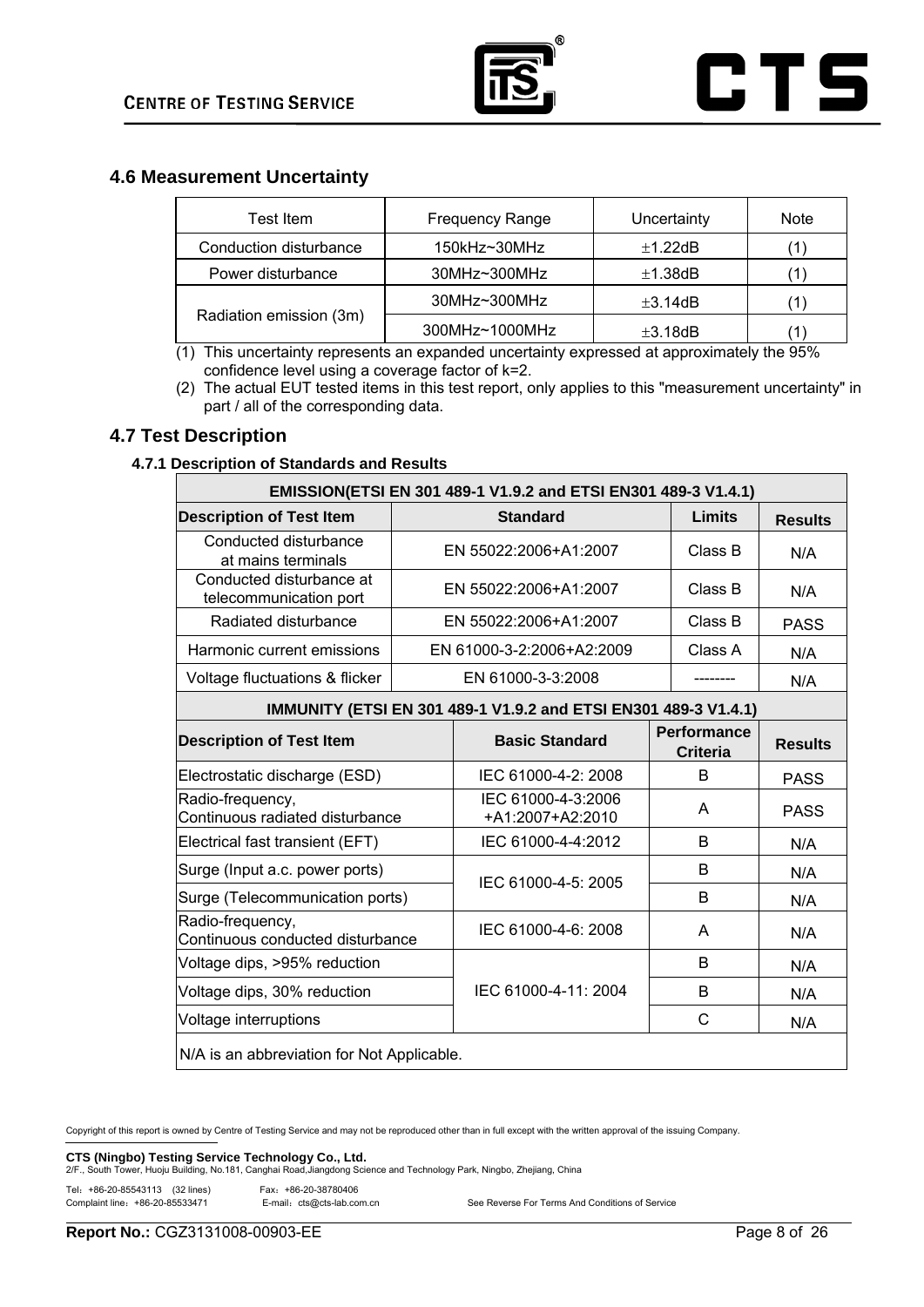## 4.6 Measurement Uncertainty

| Test Item | Frequency Range | Uncertainty | Note |
|---|---|---|---|
| Conduction disturbance | 150kHz~30MHz | ±1.22dB | (1) |
| Power disturbance | 30MHz~300MHz | ±1.38dB | (1) |
| Radiation emission (3m) | 30MHz~300MHz | ±3.14dB | (1) |
| | 300MHz~1000MHz | ±3.18dB | (1) |

(1) This uncertainty represents an expanded uncertainty expressed at approximately the 95% confidence level using a coverage factor of k=2.

(2) The actual EUT tested items in this test report, only applies to this "measurement uncertainty" in part / all of the corresponding data.

## 4.7 Test Description

### 4.7.1 Description of Standards and Results

| EMISSION(ETSI EN 301 489-1 V1.9.2 and ETSI EN301 489-3 V1.4.1) | | | |
|---|---|---|---|
| **Description of Test Item** | **Standard** | **Limits** | **Results** |
| Conducted disturbance at mains terminals | EN 55022:2006+A1:2007 | Class B | N/A |
| Conducted disturbance at telecommunication port | EN 55022:2006+A1:2007 | Class B | N/A |
| Radiated disturbance | EN 55022:2006+A1:2007 | Class B | PASS |
| Harmonic current emissions | EN 61000-3-2:2006+A2:2009 | Class A | N/A |
| Voltage fluctuations & flicker | EN 61000-3-3:2008 | -------- | N/A |

| IMMUNITY (ETSI EN 301 489-1 V1.9.2 and ETSI EN301 489-3 V1.4.1) | | | |
|---|---|---|---|
| **Description of Test Item** | **Basic Standard** | **Performance Criteria** | **Results** |
| Electrostatic discharge (ESD) | IEC 61000-4-2: 2008 | B | PASS |
| Radio-frequency, Continuous radiated disturbance | IEC 61000-4-3:2006 +A1:2007+A2:2010 | A | PASS |
| Electrical fast transient (EFT) | IEC 61000-4-4:2012 | B | N/A |
| Surge (Input a.c. power ports) | IEC 61000-4-5: 2005 | B | N/A |
| Surge (Telecommunication ports) | | B | N/A |
| Radio-frequency, Continuous conducted disturbance | IEC 61000-4-6: 2008 | A | N/A |
| Voltage dips, >95% reduction | IEC 61000-4-11: 2004 | B | N/A |
| Voltage dips, 30% reduction | | B | N/A |
| Voltage interruptions | | C | N/A |
| N/A is an abbreviation for Not Applicable. | | | |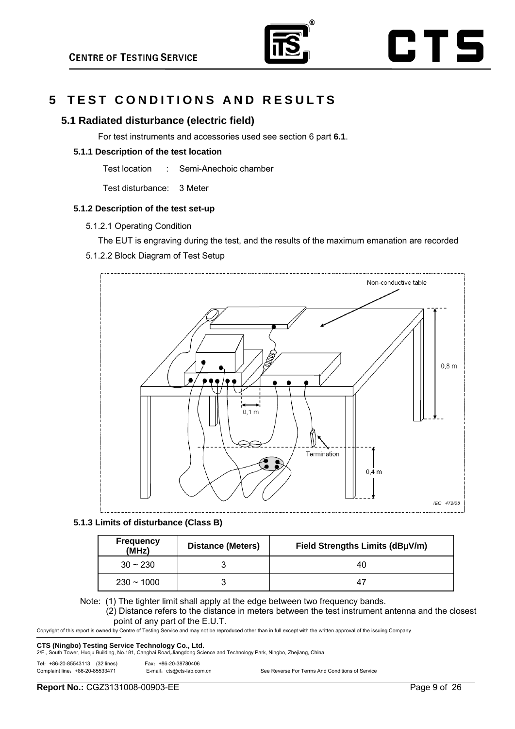# 5 TEST CONDITIONS AND RESULTS

## 5.1 Radiated disturbance (electric field)

For test instruments and accessories used see section 6 part **6.1**.

### 5.1.1 Description of the test location

Test location : Semi-Anechoic chamber

Test disturbance: 3 Meter

### 5.1.2 Description of the test set-up

5.1.2.1 Operating Condition

The EUT is engraving during the test, and the results of the maximum emanation are recorded

5.1.2.2 Block Diagram of Test Setup

### 5.1.3 Limits of disturbance (Class B)

| Frequency (MHz) | Distance (Meters) | Field Strengths Limits (dBμV/m) |
|---|---|---|
| 30 ~ 230 | 3 | 40 |
| 230 ~ 1000 | 3 | 47 |

Note: (1) The tighter limit shall apply at the edge between two frequency bands.

(2) Distance refers to the distance in meters between the test instrument antenna and the closest point of any part of the E.U.T.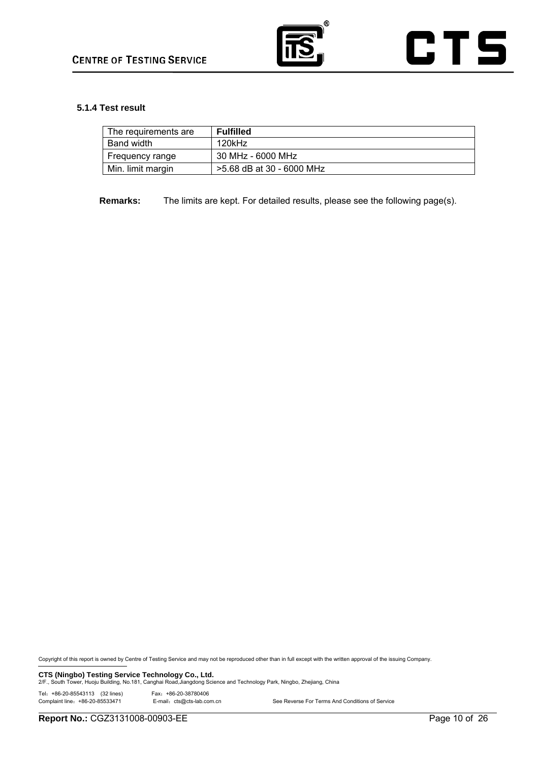### 5.1.4 Test result

| The requirements are | **Fulfilled** |
|---|---|
| Band width | 120kHz |
| Frequency range | 30 MHz - 6000 MHz |
| Min. limit margin | >5.68 dB at 30 - 6000 MHz |

**Remarks:** The limits are kept. For detailed results, please see the following page(s).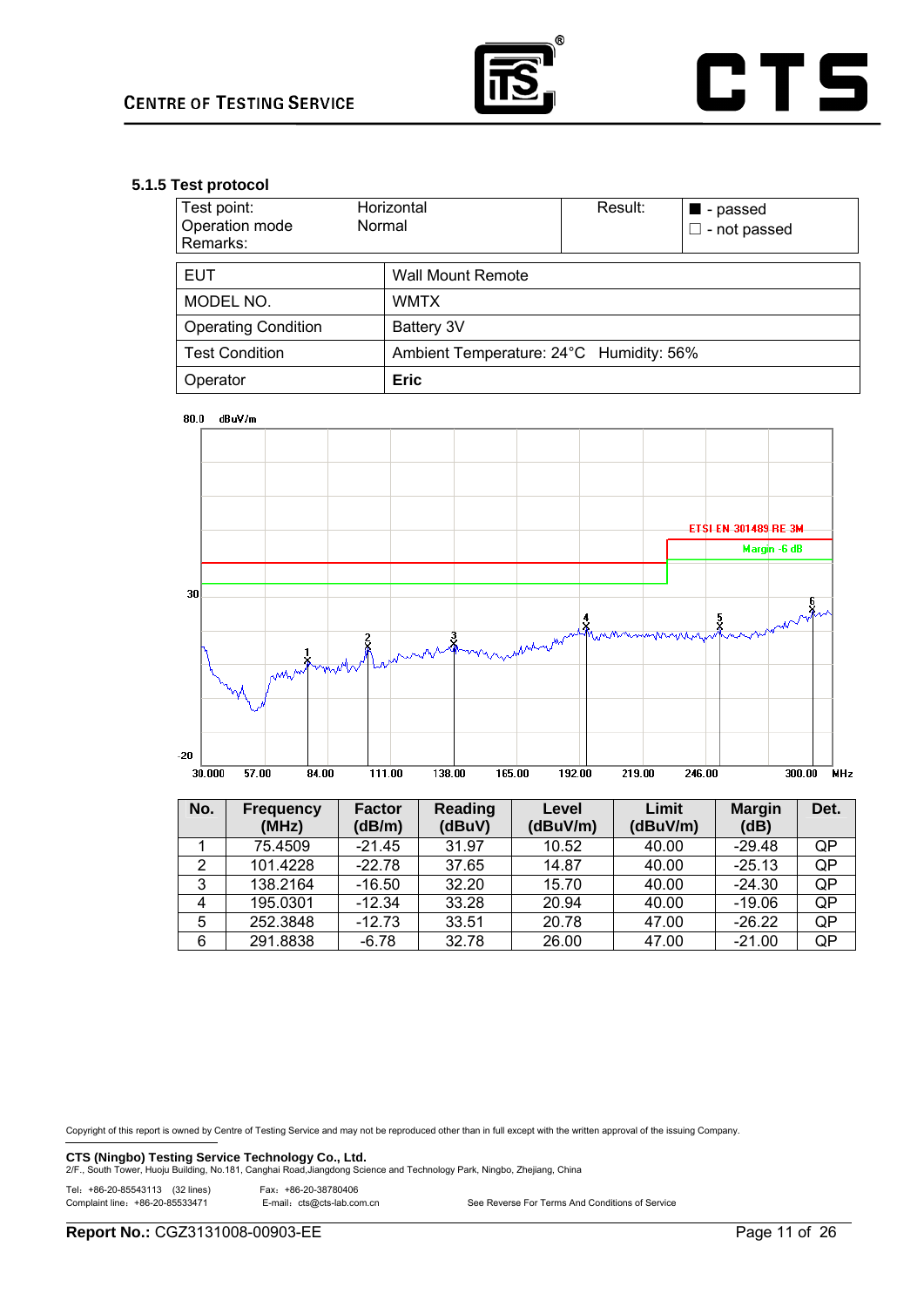### 5.1.5 Test protocol

| Test point: | Horizontal | Result: | ■ - passed |
|---|---|---|---|
| Operation mode | Normal | | ☐ - not passed |
| Remarks: | | | |

| EUT | Wall Mount Remote |
|---|---|
| MODEL NO. | WMTX |
| Operating Condition | Battery 3V |
| Test Condition | Ambient Temperature: 24°C  Humidity: 56% |
| Operator | **Eric** |

80.0 dBuV/m

ETSI EN 301489 RE 3M

Margin -6 dB

30

-20

30.000 57.00 84.00 111.00 138.00 165.00 192.00 219.00 246.00 300.00 MHz

| No. | Frequency (MHz) | Factor (dB/m) | Reading (dBuV) | Level (dBuV/m) | Limit (dBuV/m) | Margin (dB) | Det. |
|---|---|---|---|---|---|---|---|
| 1 | 75.4509 | -21.45 | 31.97 | 10.52 | 40.00 | -29.48 | QP |
| 2 | 101.4228 | -22.78 | 37.65 | 14.87 | 40.00 | -25.13 | QP |
| 3 | 138.2164 | -16.50 | 32.20 | 15.70 | 40.00 | -24.30 | QP |
| 4 | 195.0301 | -12.34 | 33.28 | 20.94 | 40.00 | -19.06 | QP |
| 5 | 252.3848 | -12.73 | 33.51 | 20.78 | 47.00 | -26.22 | QP |
| 6 | 291.8838 | -6.78 | 32.78 | 26.00 | 47.00 | -21.00 | QP |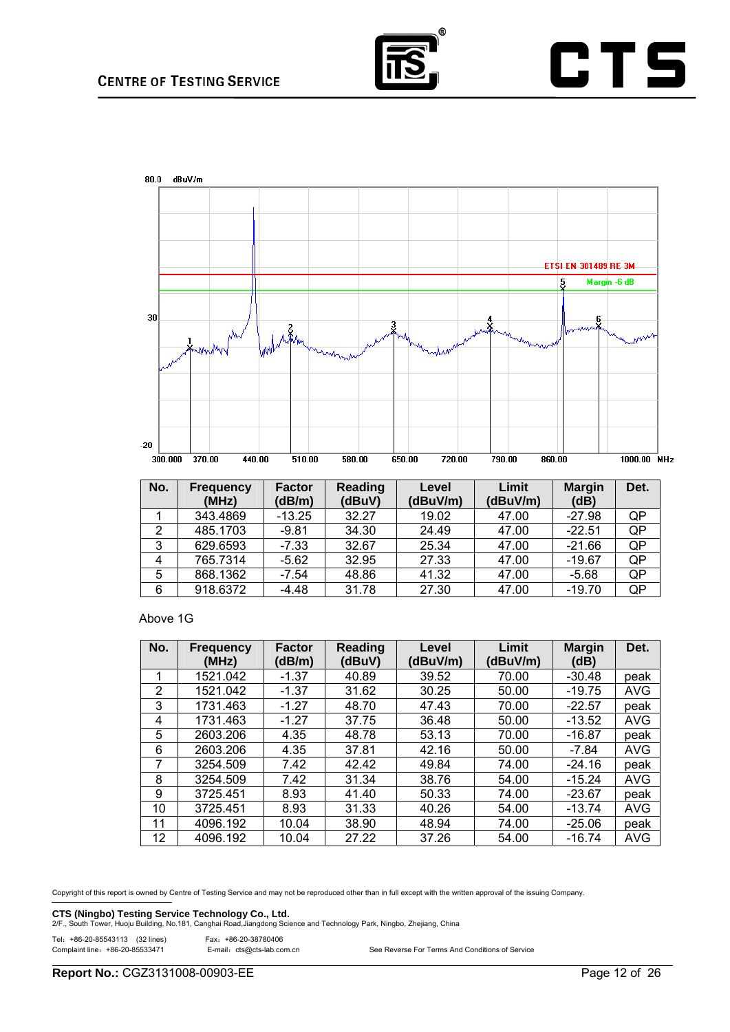| No. | Frequency (MHz) | Factor (dB/m) | Reading (dBuV) | Level (dBuV/m) | Limit (dBuV/m) | Margin (dB) | Det. |
|---|---|---|---|---|---|---|---|
| 1 | 343.4869 | -13.25 | 32.27 | 19.02 | 47.00 | -27.98 | QP |
| 2 | 485.1703 | -9.81 | 34.30 | 24.49 | 47.00 | -22.51 | QP |
| 3 | 629.6593 | -7.33 | 32.67 | 25.34 | 47.00 | -21.66 | QP |
| 4 | 765.7314 | -5.62 | 32.95 | 27.33 | 47.00 | -19.67 | QP |
| 5 | 868.1362 | -7.54 | 48.86 | 41.32 | 47.00 | -5.68 | QP |
| 6 | 918.6372 | -4.48 | 31.78 | 27.30 | 47.00 | -19.70 | QP |

Above 1G

| No. | Frequency (MHz) | Factor (dB/m) | Reading (dBuV) | Level (dBuV/m) | Limit (dBuV/m) | Margin (dB) | Det. |
|---|---|---|---|---|---|---|---|
| 1 | 1521.042 | -1.37 | 40.89 | 39.52 | 70.00 | -30.48 | peak |
| 2 | 1521.042 | -1.37 | 31.62 | 30.25 | 50.00 | -19.75 | AVG |
| 3 | 1731.463 | -1.27 | 48.70 | 47.43 | 70.00 | -22.57 | peak |
| 4 | 1731.463 | -1.27 | 37.75 | 36.48 | 50.00 | -13.52 | AVG |
| 5 | 2603.206 | 4.35 | 48.78 | 53.13 | 70.00 | -16.87 | peak |
| 6 | 2603.206 | 4.35 | 37.81 | 42.16 | 50.00 | -7.84 | AVG |
| 7 | 3254.509 | 7.42 | 42.42 | 49.84 | 74.00 | -24.16 | peak |
| 8 | 3254.509 | 7.42 | 31.34 | 38.76 | 54.00 | -15.24 | AVG |
| 9 | 3725.451 | 8.93 | 41.40 | 50.33 | 74.00 | -23.67 | peak |
| 10 | 3725.451 | 8.93 | 31.33 | 40.26 | 54.00 | -13.74 | AVG |
| 11 | 4096.192 | 10.04 | 38.90 | 48.94 | 74.00 | -25.06 | peak |
| 12 | 4096.192 | 10.04 | 27.22 | 37.26 | 54.00 | -16.74 | AVG |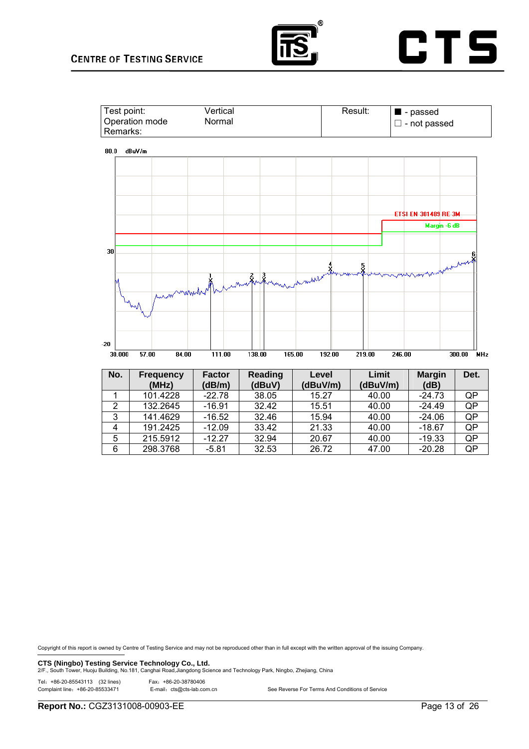| Test point: | Vertical | Result: | ■ - passed |
|---|---|---|---|
| Operation mode | Normal | | □ - not passed |
| Remarks: | | | |

80.0 dBuV/m

ETSI EN 301489 RE 3M

Margin -6 dB

30

-20

30.000 57.00 84.00 111.00 138.00 165.00 192.00 219.00 246.00 300.00 MHz

| No. | Frequency (MHz) | Factor (dB/m) | Reading (dBuV) | Level (dBuV/m) | Limit (dBuV/m) | Margin (dB) | Det. |
|---|---|---|---|---|---|---|---|
| 1 | 101.4228 | -22.78 | 38.05 | 15.27 | 40.00 | -24.73 | QP |
| 2 | 132.2645 | -16.91 | 32.42 | 15.51 | 40.00 | -24.49 | QP |
| 3 | 141.4629 | -16.52 | 32.46 | 15.94 | 40.00 | -24.06 | QP |
| 4 | 191.2425 | -12.09 | 33.42 | 21.33 | 40.00 | -18.67 | QP |
| 5 | 215.5912 | -12.27 | 32.94 | 20.67 | 40.00 | -19.33 | QP |
| 6 | 298.3768 | -5.81 | 32.53 | 26.72 | 47.00 | -20.28 | QP |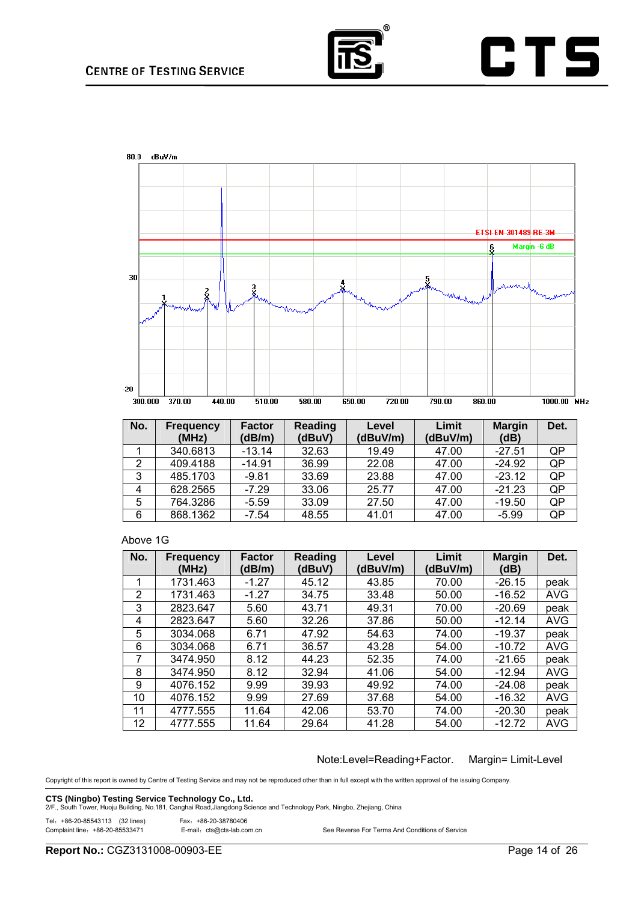| No. | Frequency (MHz) | Factor (dB/m) | Reading (dBuV) | Level (dBuV/m) | Limit (dBuV/m) | Margin (dB) | Det. |
|---|---|---|---|---|---|---|---|
| 1 | 340.6813 | -13.14 | 32.63 | 19.49 | 47.00 | -27.51 | QP |
| 2 | 409.4188 | -14.91 | 36.99 | 22.08 | 47.00 | -24.92 | QP |
| 3 | 485.1703 | -9.81 | 33.69 | 23.88 | 47.00 | -23.12 | QP |
| 4 | 628.2565 | -7.29 | 33.06 | 25.77 | 47.00 | -21.23 | QP |
| 5 | 764.3286 | -5.59 | 33.09 | 27.50 | 47.00 | -19.50 | QP |
| 6 | 868.1362 | -7.54 | 48.55 | 41.01 | 47.00 | -5.99 | QP |

Above 1G

| No. | Frequency (MHz) | Factor (dB/m) | Reading (dBuV) | Level (dBuV/m) | Limit (dBuV/m) | Margin (dB) | Det. |
|---|---|---|---|---|---|---|---|
| 1 | 1731.463 | -1.27 | 45.12 | 43.85 | 70.00 | -26.15 | peak |
| 2 | 1731.463 | -1.27 | 34.75 | 33.48 | 50.00 | -16.52 | AVG |
| 3 | 2823.647 | 5.60 | 43.71 | 49.31 | 70.00 | -20.69 | peak |
| 4 | 2823.647 | 5.60 | 32.26 | 37.86 | 50.00 | -12.14 | AVG |
| 5 | 3034.068 | 6.71 | 47.92 | 54.63 | 74.00 | -19.37 | peak |
| 6 | 3034.068 | 6.71 | 36.57 | 43.28 | 54.00 | -10.72 | AVG |
| 7 | 3474.950 | 8.12 | 44.23 | 52.35 | 74.00 | -21.65 | peak |
| 8 | 3474.950 | 8.12 | 32.94 | 41.06 | 54.00 | -12.94 | AVG |
| 9 | 4076.152 | 9.99 | 39.93 | 49.92 | 74.00 | -24.08 | peak |
| 10 | 4076.152 | 9.99 | 27.69 | 37.68 | 54.00 | -16.32 | AVG |
| 11 | 4777.555 | 11.64 | 42.06 | 53.70 | 74.00 | -20.30 | peak |
| 12 | 4777.555 | 11.64 | 29.64 | 41.28 | 54.00 | -12.72 | AVG |

Note:Level=Reading+Factor.  Margin= Limit-Level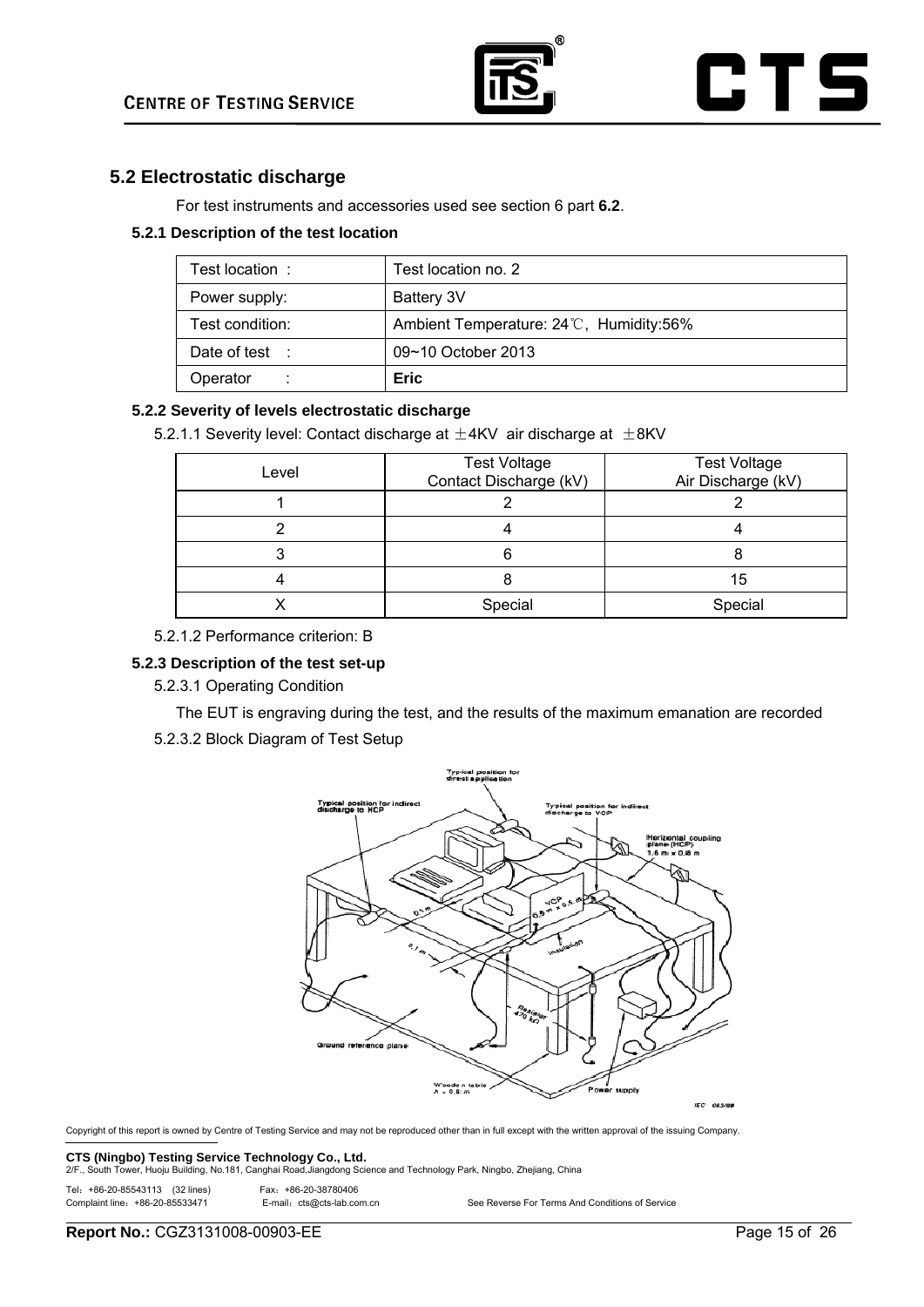## 5.2 Electrostatic discharge

For test instruments and accessories used see section 6 part **6.2**.

### 5.2.1 Description of the test location

| Test location : | Test location no. 2 |
|---|---|
| Power supply: | Battery 3V |
| Test condition: | Ambient Temperature: 24℃, Humidity:56% |
| Date of test : | 09~10 October 2013 |
| Operator : | **Eric** |

### 5.2.2 Severity of levels electrostatic discharge

5.2.1.1 Severity level: Contact discharge at ±4KV air discharge at ±8KV

| Level | Test Voltage Contact Discharge (kV) | Test Voltage Air Discharge (kV) |
|---|---|---|
| 1 | 2 | 2 |
| 2 | 4 | 4 |
| 3 | 6 | 8 |
| 4 | 8 | 15 |
| X | Special | Special |

5.2.1.2 Performance criterion: B

### 5.2.3 Description of the test set-up

5.2.3.1 Operating Condition

The EUT is engraving during the test, and the results of the maximum emanation are recorded

5.2.3.2 Block Diagram of Test Setup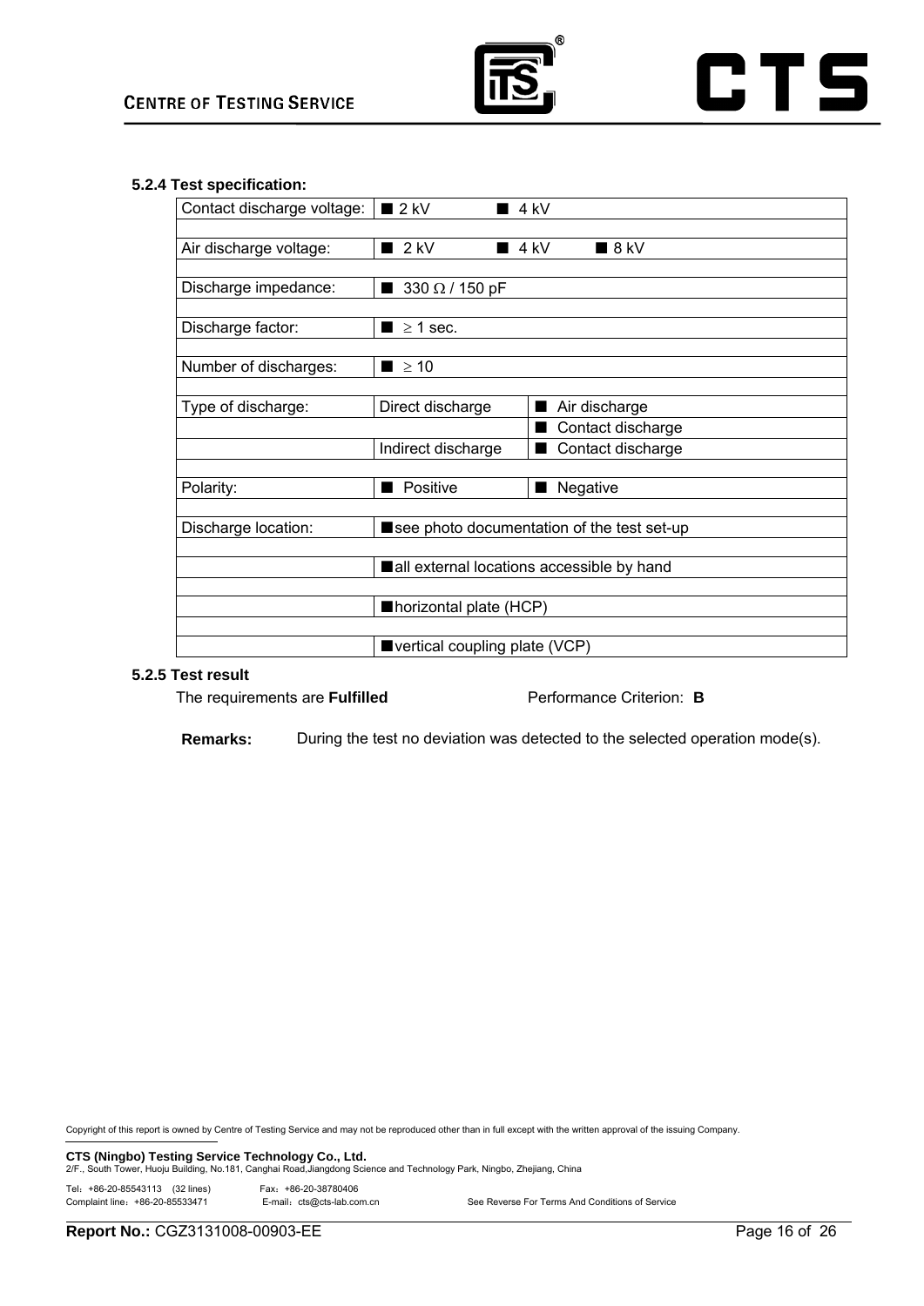### 5.2.4 Test specification:

| | | |
|---|---|---|
| Contact discharge voltage: | ■ 2 kV ■ 4 kV | |
| Air discharge voltage: | ■ 2 kV ■ 4 kV ■ 8 kV | |
| Discharge impedance: | ■ 330 Ω / 150 pF | |
| Discharge factor: | ■ ≥ 1 sec. | |
| Number of discharges: | ■ ≥ 10 | |
| Type of discharge: | Direct discharge | ■ Air discharge |
| | | ■ Contact discharge |
| | Indirect discharge | ■ Contact discharge |
| Polarity: | ■ Positive | ■ Negative |
| Discharge location: | ■see photo documentation of the test set-up | |
| | ■all external locations accessible by hand | |
| | ■horizontal plate (HCP) | |
| | ■vertical coupling plate (VCP) | |

### 5.2.5 Test result

The requirements are **Fulfilled** Performance Criterion: **B**

**Remarks:** During the test no deviation was detected to the selected operation mode(s).

Copyright of this report is owned by Centre of Testing Service and may not be reproduced other than in full except with the written approval of the issuing Company.

**CTS (Ningbo) Testing Service Technology Co., Ltd.**
2/F., South Tower, Huoju Building, No.181, Canghai Road,Jiangdong Science and Technology Park, Ningbo, Zhejiang, China

Tel：+86-20-85543113 (32 lines) Fax：+86-20-38780406
Complaint line：+86-20-85533471 E-mail：cts@cts-lab.com.cn See Reverse For Terms And Conditions of Service

**Report No.:** CGZ3131008-00903-EE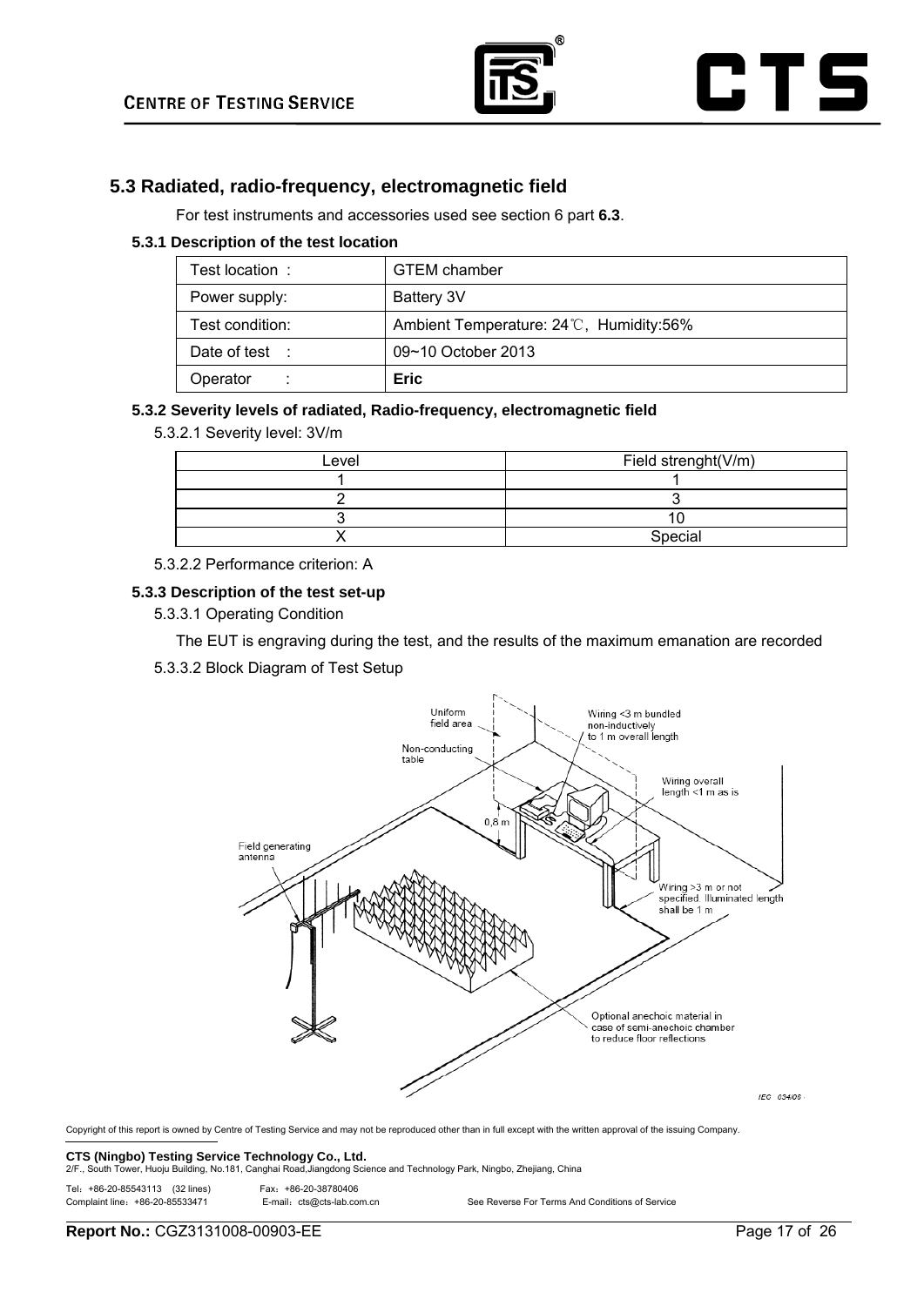## 5.3 Radiated, radio-frequency, electromagnetic field

For test instruments and accessories used see section 6 part **6.3**.

### 5.3.1 Description of the test location

| Test location : | GTEM chamber |
|---|---|
| Power supply: | Battery 3V |
| Test condition: | Ambient Temperature: 24℃, Humidity:56% |
| Date of test : | 09~10 October 2013 |
| Operator : | **Eric** |

### 5.3.2 Severity levels of radiated, Radio-frequency, electromagnetic field

5.3.2.1 Severity level: 3V/m

| Level | Field strenght(V/m) |
|---|---|
| 1 | 1 |
| 2 | 3 |
| 3 | 10 |
| X | Special |

5.3.2.2 Performance criterion: A

### 5.3.3 Description of the test set-up

5.3.3.1 Operating Condition

The EUT is engraving during the test, and the results of the maximum emanation are recorded

5.3.3.2 Block Diagram of Test Setup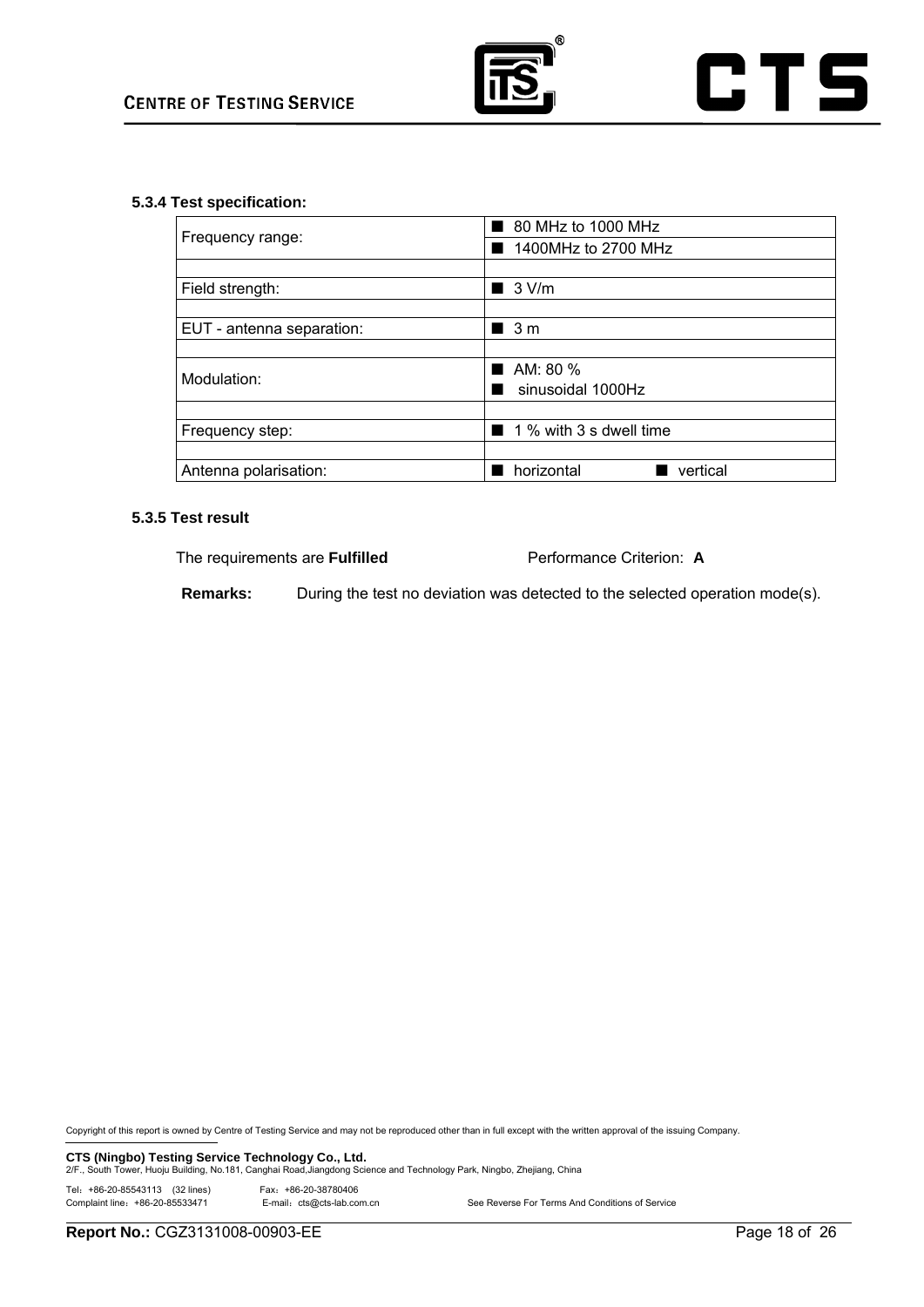### 5.3.4 Test specification:

| | |
|---|---|
| Frequency range: | ■ 80 MHz to 1000 MHz<br>■ 1400MHz to 2700 MHz |
| | |
| Field strength: | ■ 3 V/m |
| | |
| EUT - antenna separation: | ■ 3 m |
| | |
| Modulation: | ■ AM: 80 %<br>■ sinusoidal 1000Hz |
| | |
| Frequency step: | ■ 1 % with 3 s dwell time |
| | |
| Antenna polarisation: | ■ horizontal ■ vertical |

### 5.3.5 Test result

The requirements are **Fulfilled** Performance Criterion: **A**

**Remarks:** During the test no deviation was detected to the selected operation mode(s).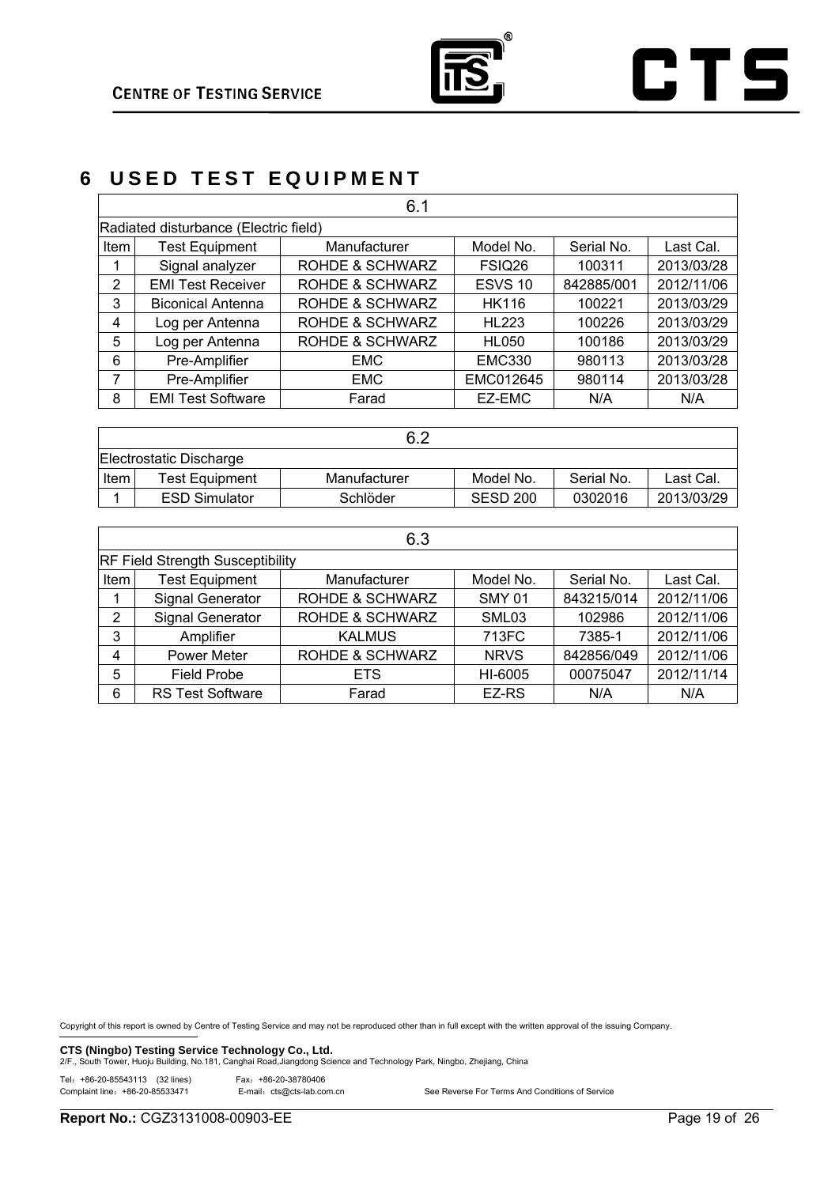# 6 USED TEST EQUIPMENT

| 6.1 | | | | | |
|---|---|---|---|---|---|
| Radiated disturbance (Electric field) | | | | | |
| Item | Test Equipment | Manufacturer | Model No. | Serial No. | Last Cal. |
| 1 | Signal analyzer | ROHDE & SCHWARZ | FSIQ26 | 100311 | 2013/03/28 |
| 2 | EMI Test Receiver | ROHDE & SCHWARZ | ESVS 10 | 842885/001 | 2012/11/06 |
| 3 | Biconical Antenna | ROHDE & SCHWARZ | HK116 | 100221 | 2013/03/29 |
| 4 | Log per Antenna | ROHDE & SCHWARZ | HL223 | 100226 | 2013/03/29 |
| 5 | Log per Antenna | ROHDE & SCHWARZ | HL050 | 100186 | 2013/03/29 |
| 6 | Pre-Amplifier | EMC | EMC330 | 980113 | 2013/03/28 |
| 7 | Pre-Amplifier | EMC | EMC012645 | 980114 | 2013/03/28 |
| 8 | EMI Test Software | Farad | EZ-EMC | N/A | N/A |

| 6.2 | | | | | |
|---|---|---|---|---|---|
| Electrostatic Discharge | | | | | |
| Item | Test Equipment | Manufacturer | Model No. | Serial No. | Last Cal. |
| 1 | ESD Simulator | Schlöder | SESD 200 | 0302016 | 2013/03/29 |

| 6.3 | | | | | |
|---|---|---|---|---|---|
| RF Field Strength Susceptibility | | | | | |
| Item | Test Equipment | Manufacturer | Model No. | Serial No. | Last Cal. |
| 1 | Signal Generator | ROHDE & SCHWARZ | SMY 01 | 843215/014 | 2012/11/06 |
| 2 | Signal Generator | ROHDE & SCHWARZ | SML03 | 102986 | 2012/11/06 |
| 3 | Amplifier | KALMUS | 713FC | 7385-1 | 2012/11/06 |
| 4 | Power Meter | ROHDE & SCHWARZ | NRVS | 842856/049 | 2012/11/06 |
| 5 | Field Probe | ETS | HI-6005 | 00075047 | 2012/11/14 |
| 6 | RS Test Software | Farad | EZ-RS | N/A | N/A |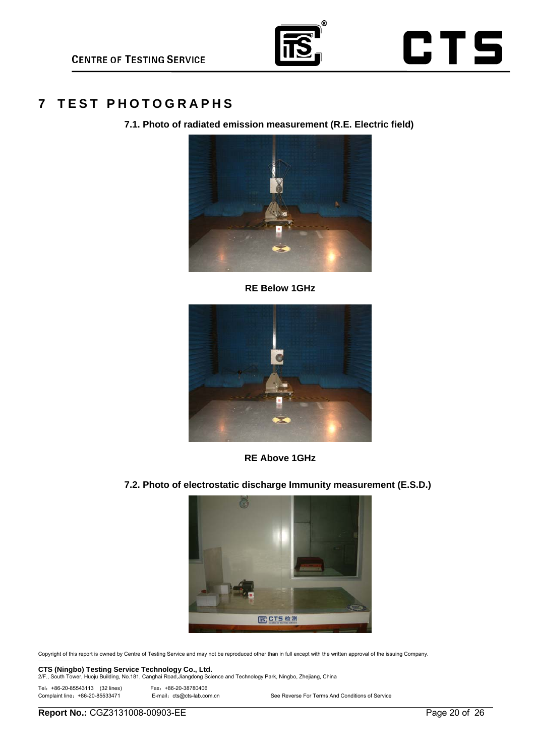# 7 TEST PHOTOGRAPHS

### 7.1. Photo of radiated emission measurement (R.E. Electric field)

**RE Below 1GHz**

**RE Above 1GHz**

### 7.2. Photo of electrostatic discharge Immunity measurement (E.S.D.)

Copyright of this report is owned by Centre of Testing Service and may not be reproduced other than in full except with the written approval of the issuing Company.

**CTS (Ningbo) Testing Service Technology Co., Ltd.**
2/F., South Tower, Huoju Building, No.181, Canghai Road,Jiangdong Science and Technology Park, Ningbo, Zhejiang, China

Tel：+86-20-85543113 (32 lines) Fax：+86-20-38780406
Complaint line：+86-20-85533471 E-mail：cts@cts-lab.com.cn See Reverse For Terms And Conditions of Service

**Report No.:** CGZ3131008-00903-EE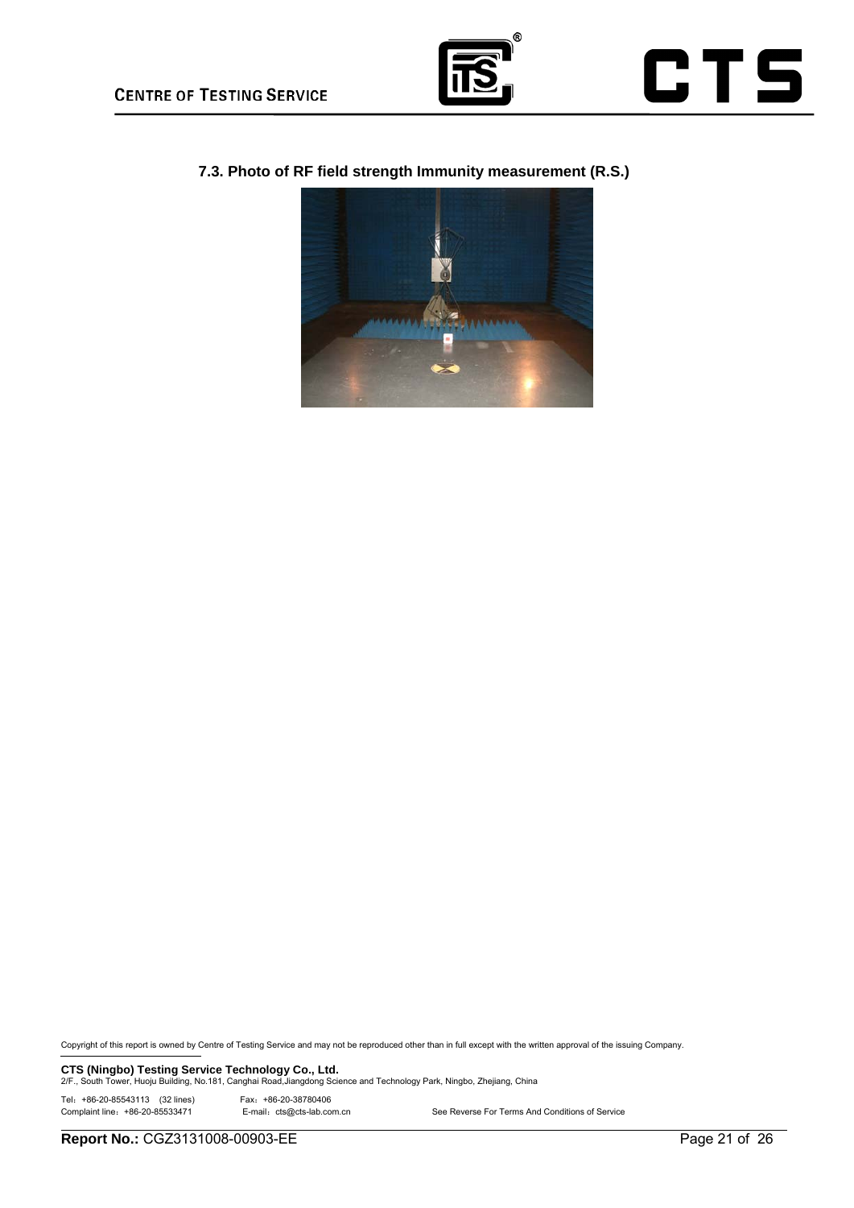### 7.3. Photo of RF field strength Immunity measurement (R.S.)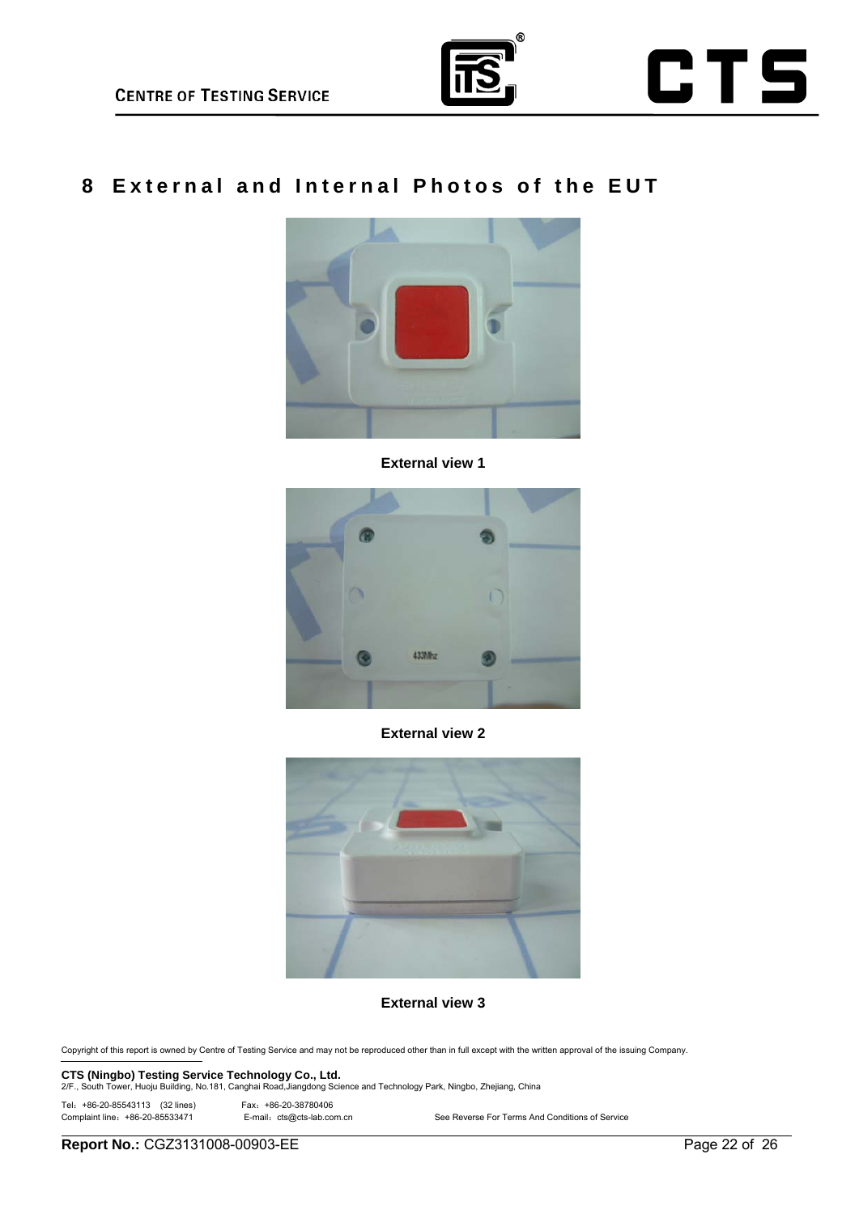# 8 External and Internal Photos of the EUT

External view 1

External view 2

External view 3

Copyright of this report is owned by Centre of Testing Service and may not be reproduced other than in full except with the written approval of the issuing Company.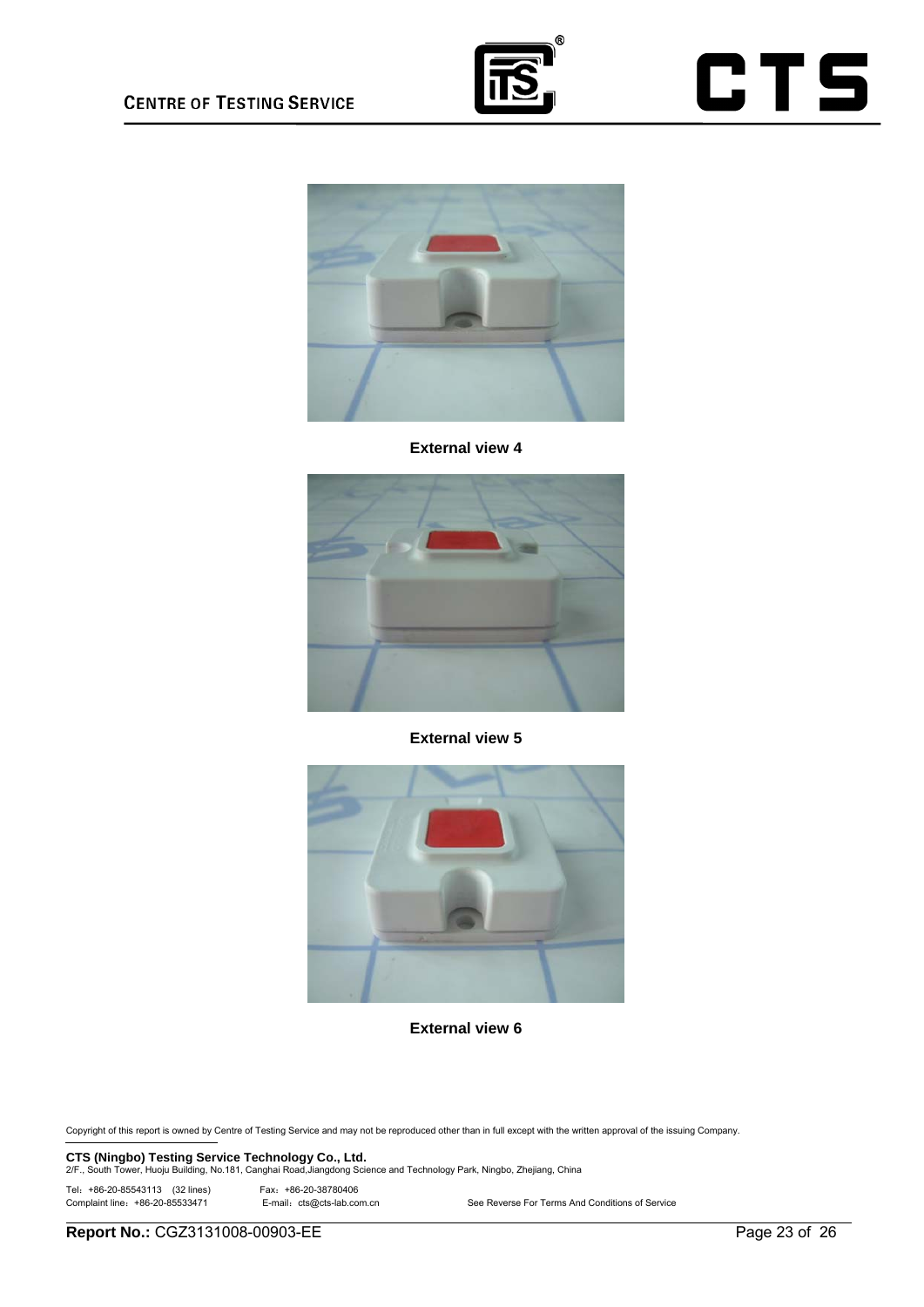External view 4

External view 5

External view 6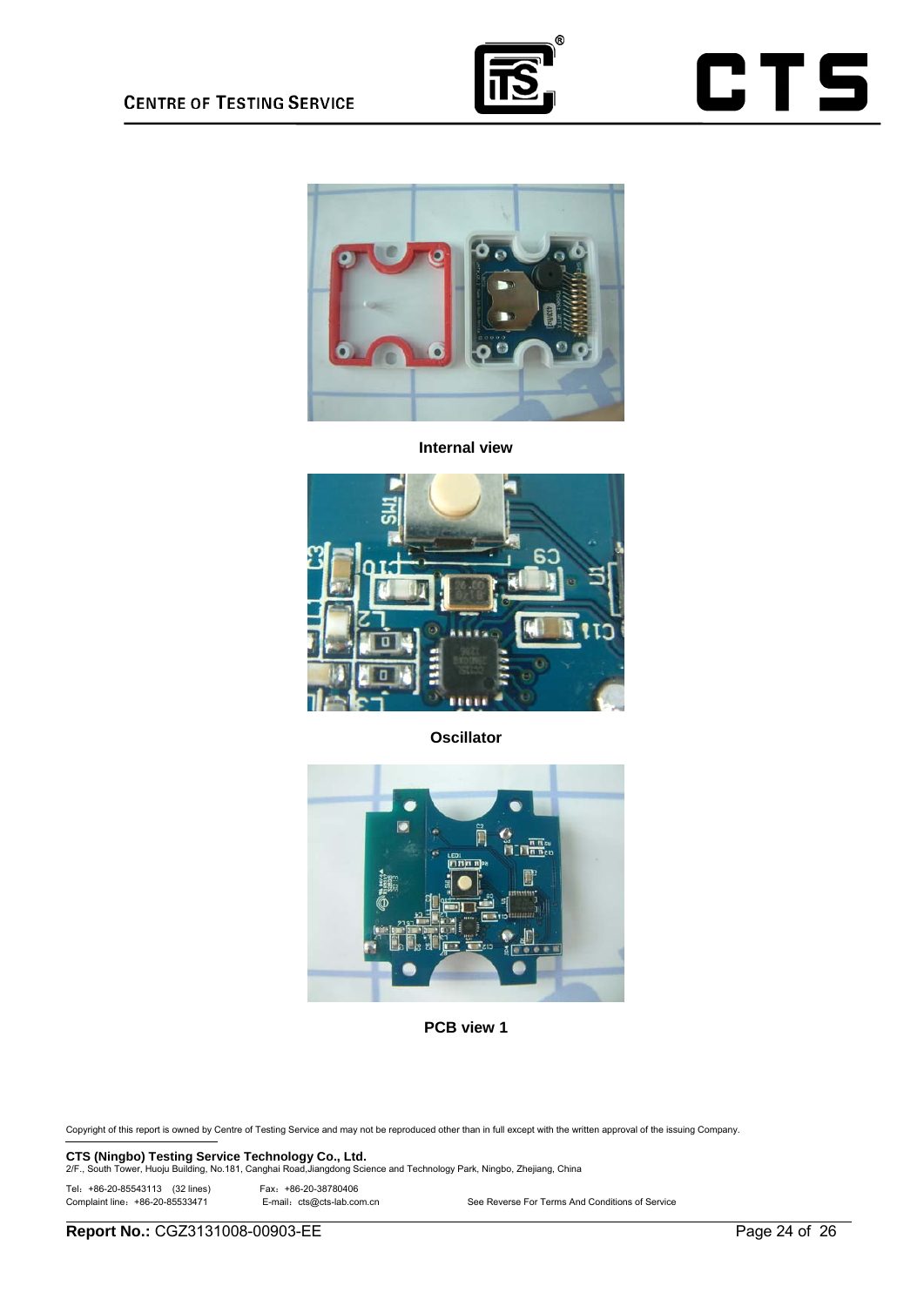Internal view

Oscillator

PCB view 1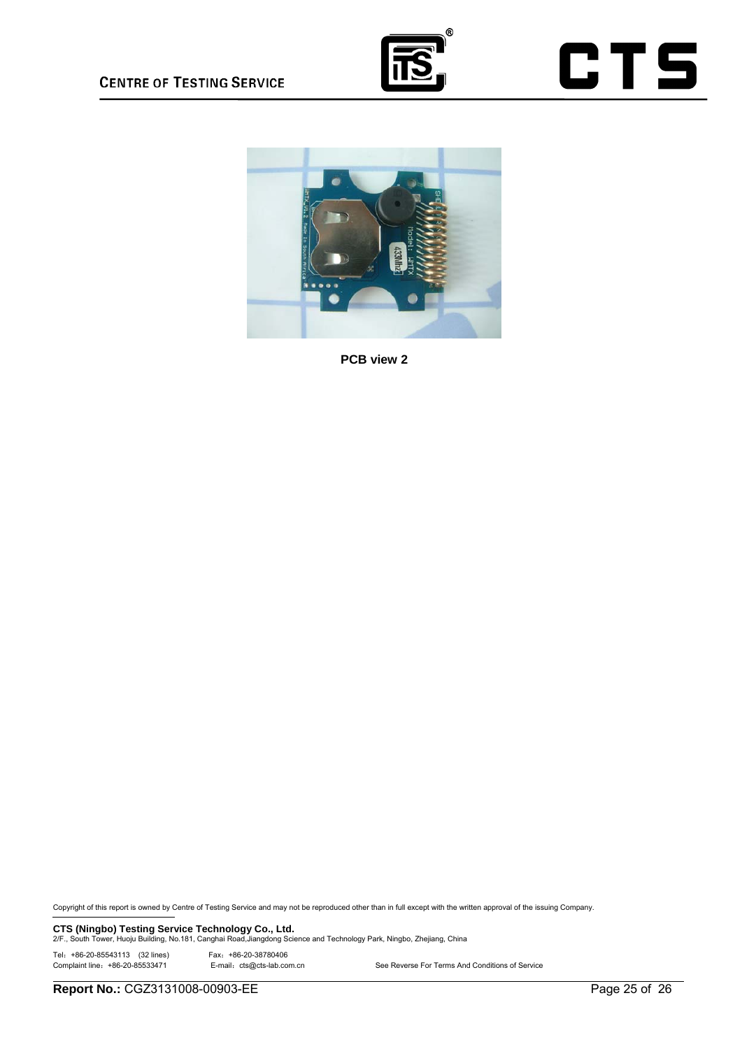PCB view 2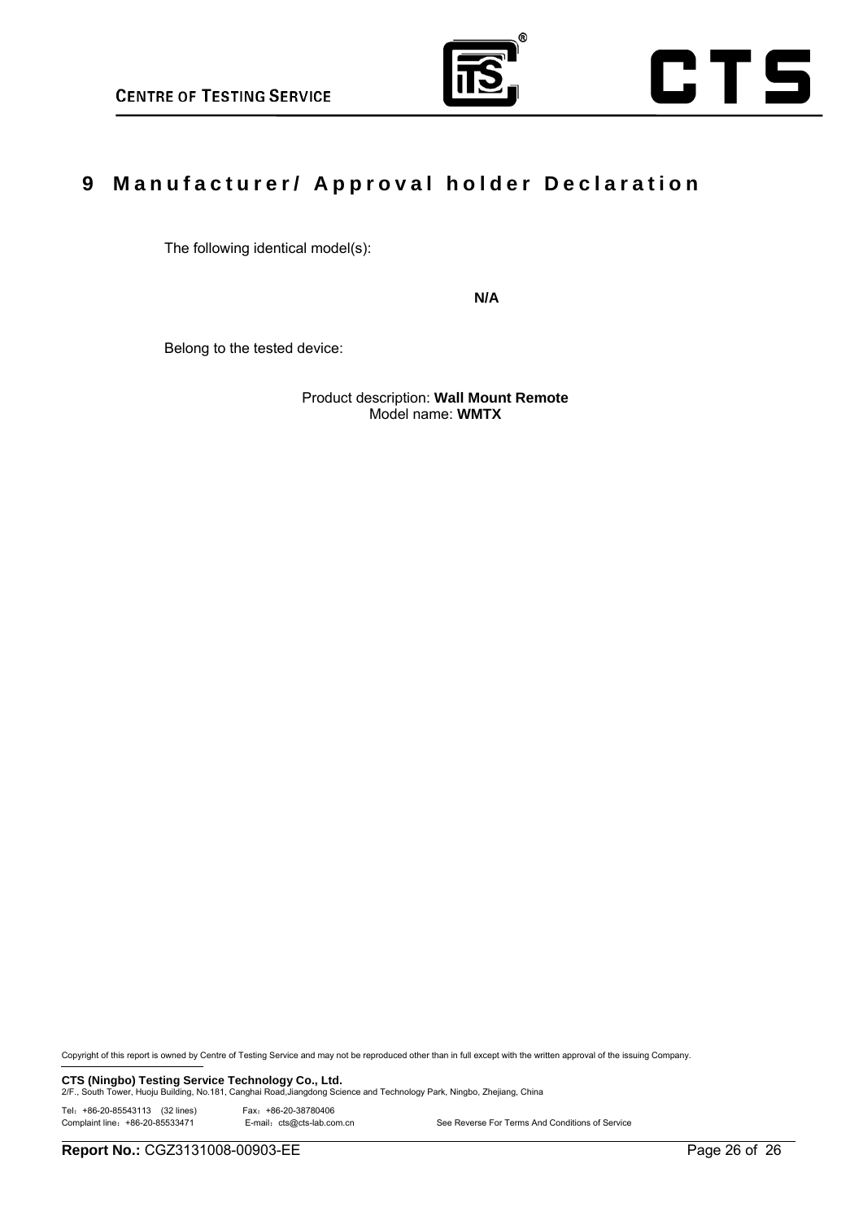# 9 Manufacturer/ Approval holder Declaration

The following identical model(s):

**N/A**

Belong to the tested device:

Product description: **Wall Mount Remote**
Model name: **WMTX**